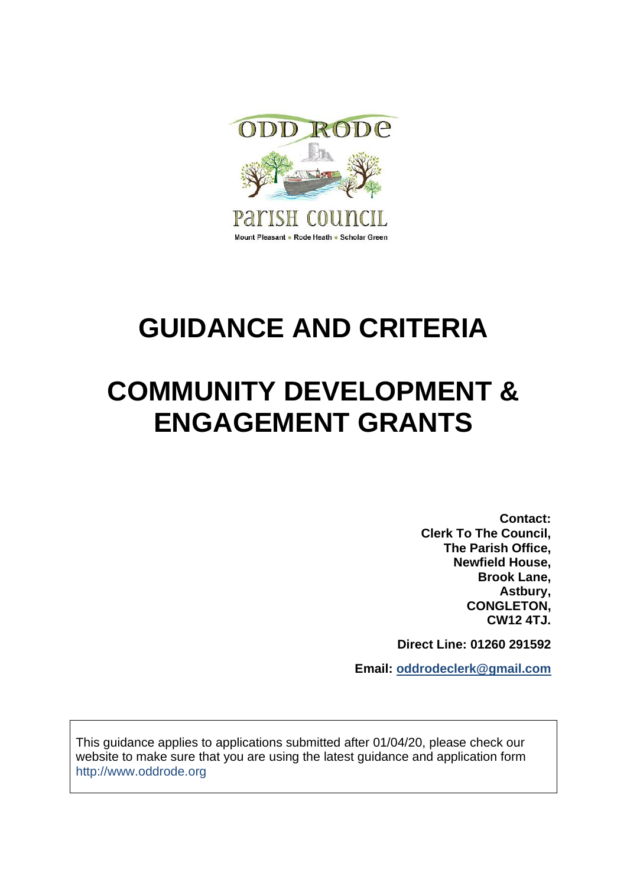ODD RODE

Parish Council

Mount Pleasant • Rode Heath • Scholar Green

# GUIDANCE AND CRITERIA

# COMMUNITY DEVELOPMENT & ENGAGEMENT GRANTS

**Contact:**
**Clerk To The Council,**
**The Parish Office,**
**Newfield House,**
**Brook Lane,**
**Astbury,**
**CONGLETON,**
**CW12 4TJ.**

**Direct Line: 01260 291592**

**Email: oddrodeclerk@gmail.com**

This guidance applies to applications submitted after 01/04/20, please check our website to make sure that you are using the latest guidance and application form http://www.oddrode.org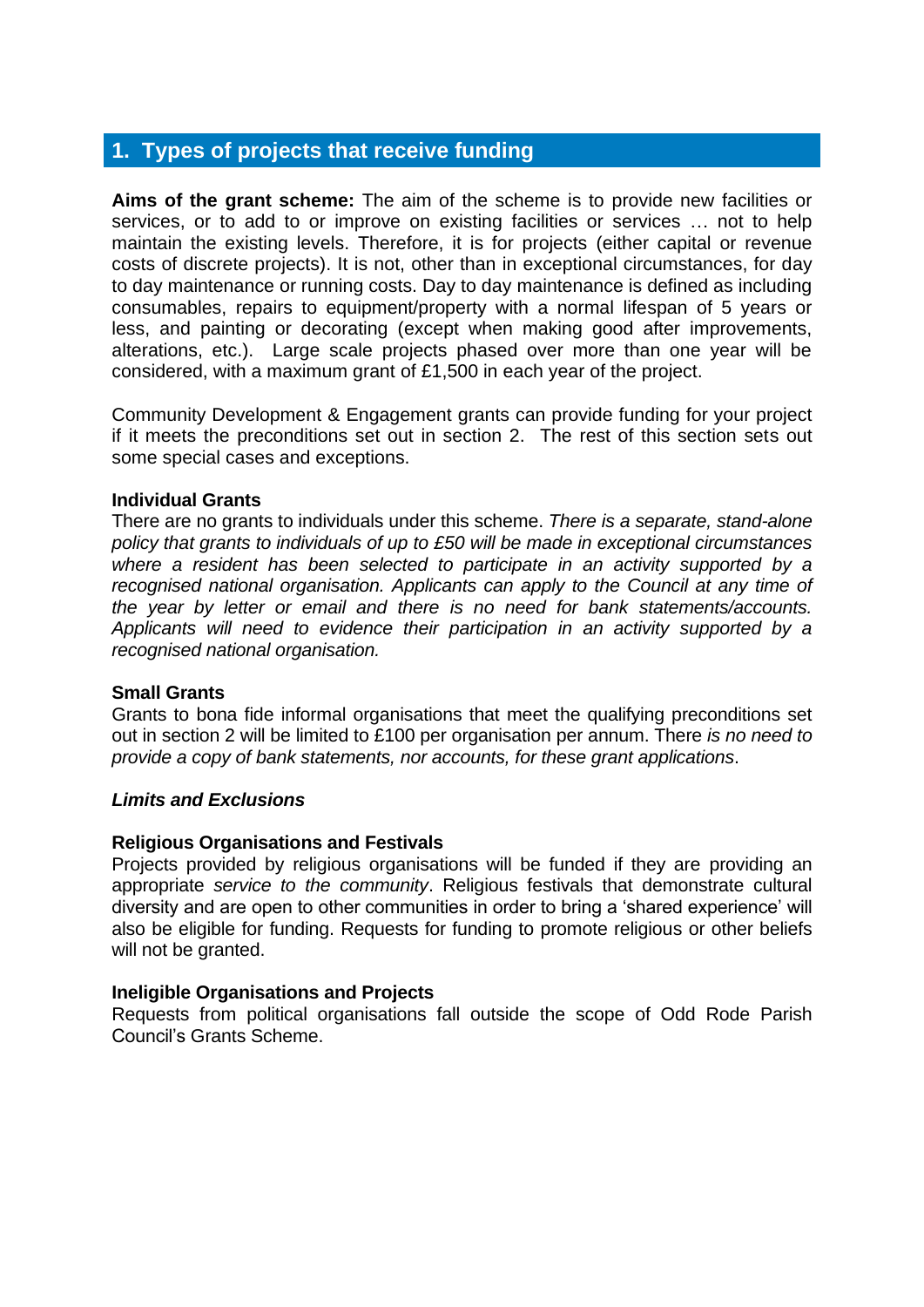## 1. Types of projects that receive funding

**Aims of the grant scheme:** The aim of the scheme is to provide new facilities or services, or to add to or improve on existing facilities or services … not to help maintain the existing levels. Therefore, it is for projects (either capital or revenue costs of discrete projects). It is not, other than in exceptional circumstances, for day to day maintenance or running costs. Day to day maintenance is defined as including consumables, repairs to equipment/property with a normal lifespan of 5 years or less, and painting or decorating (except when making good after improvements, alterations, etc.). Large scale projects phased over more than one year will be considered, with a maximum grant of £1,500 in each year of the project.

Community Development & Engagement grants can provide funding for your project if it meets the preconditions set out in section 2. The rest of this section sets out some special cases and exceptions.

**Individual Grants**
There are no grants to individuals under this scheme. *There is a separate, stand-alone policy that grants to individuals of up to £50 will be made in exceptional circumstances where a resident has been selected to participate in an activity supported by a recognised national organisation. Applicants can apply to the Council at any time of the year by letter or email and there is no need for bank statements/accounts. Applicants will need to evidence their participation in an activity supported by a recognised national organisation.*

**Small Grants**
Grants to bona fide informal organisations that meet the qualifying preconditions set out in section 2 will be limited to £100 per organisation per annum. There *is no need to provide a copy of bank statements, nor accounts, for these grant applications*.

***Limits and Exclusions***

**Religious Organisations and Festivals**
Projects provided by religious organisations will be funded if they are providing an appropriate *service to the community*. Religious festivals that demonstrate cultural diversity and are open to other communities in order to bring a 'shared experience' will also be eligible for funding. Requests for funding to promote religious or other beliefs will not be granted.

**Ineligible Organisations and Projects**
Requests from political organisations fall outside the scope of Odd Rode Parish Council's Grants Scheme.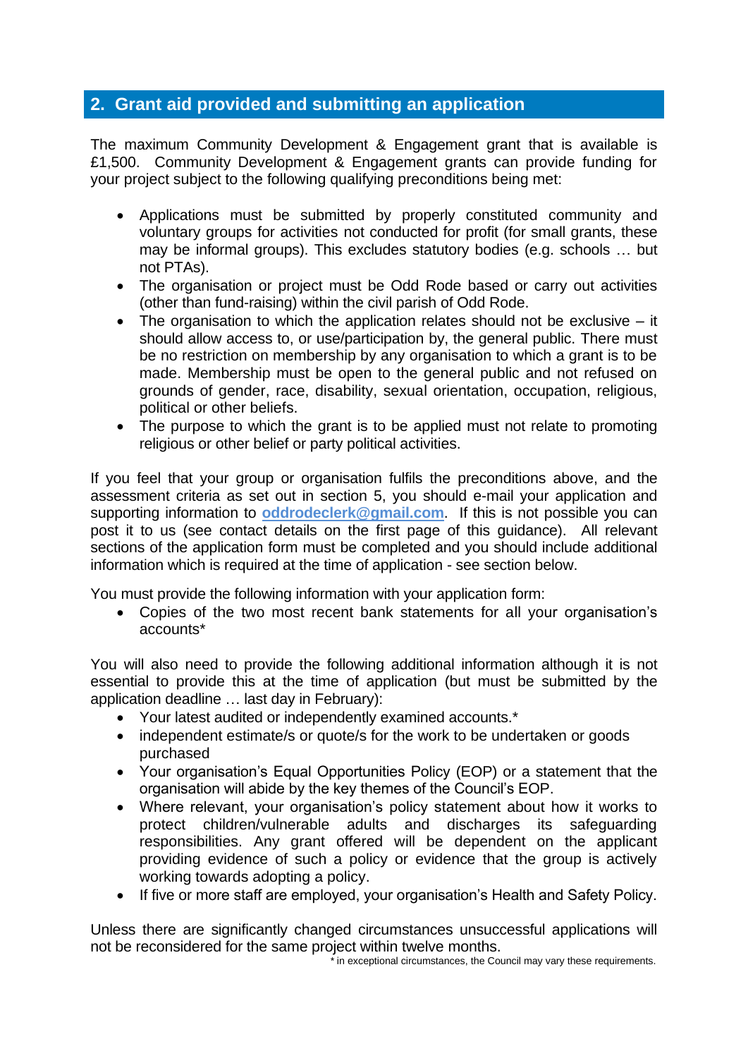## 2. Grant aid provided and submitting an application

The maximum Community Development & Engagement grant that is available is £1,500. Community Development & Engagement grants can provide funding for your project subject to the following qualifying preconditions being met:

- Applications must be submitted by properly constituted community and voluntary groups for activities not conducted for profit (for small grants, these may be informal groups). This excludes statutory bodies (e.g. schools … but not PTAs).
- The organisation or project must be Odd Rode based or carry out activities (other than fund-raising) within the civil parish of Odd Rode.
- The organisation to which the application relates should not be exclusive – it should allow access to, or use/participation by, the general public. There must be no restriction on membership by any organisation to which a grant is to be made. Membership must be open to the general public and not refused on grounds of gender, race, disability, sexual orientation, occupation, religious, political or other beliefs.
- The purpose to which the grant is to be applied must not relate to promoting religious or other belief or party political activities.

If you feel that your group or organisation fulfils the preconditions above, and the assessment criteria as set out in section 5, you should e-mail your application and supporting information to **oddrodeclerk@gmail.com**. If this is not possible you can post it to us (see contact details on the first page of this guidance). All relevant sections of the application form must be completed and you should include additional information which is required at the time of application - see section below.

You must provide the following information with your application form:

- Copies of the two most recent bank statements for all your organisation's accounts*

You will also need to provide the following additional information although it is not essential to provide this at the time of application (but must be submitted by the application deadline … last day in February):

- Your latest audited or independently examined accounts.*
- independent estimate/s or quote/s for the work to be undertaken or goods purchased
- Your organisation's Equal Opportunities Policy (EOP) or a statement that the organisation will abide by the key themes of the Council's EOP.
- Where relevant, your organisation's policy statement about how it works to protect children/vulnerable adults and discharges its safeguarding responsibilities. Any grant offered will be dependent on the applicant providing evidence of such a policy or evidence that the group is actively working towards adopting a policy.
- If five or more staff are employed, your organisation's Health and Safety Policy.

Unless there are significantly changed circumstances unsuccessful applications will not be reconsidered for the same project within twelve months.

\* in exceptional circumstances, the Council may vary these requirements.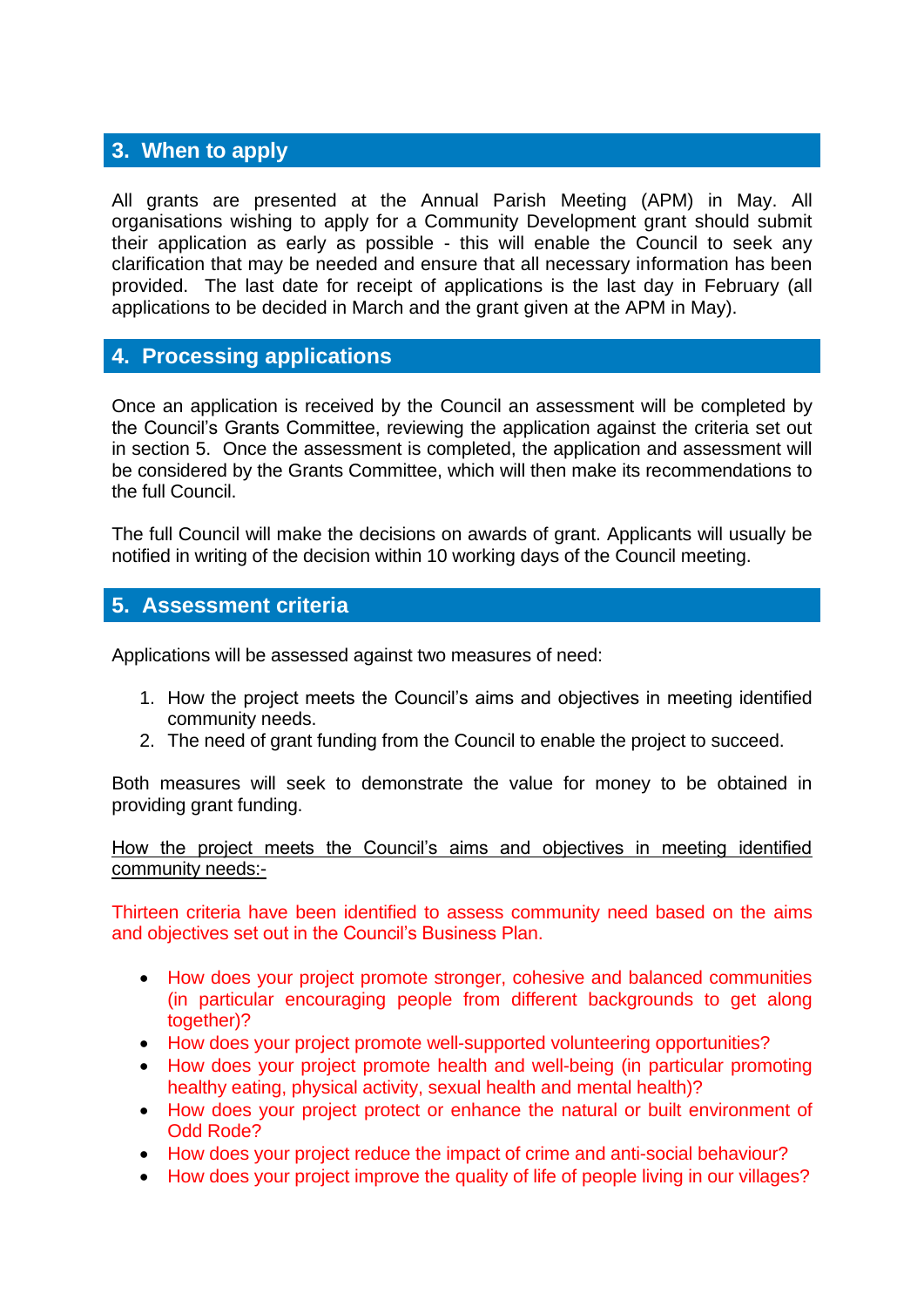## 3. When to apply

All grants are presented at the Annual Parish Meeting (APM) in May. All organisations wishing to apply for a Community Development grant should submit their application as early as possible - this will enable the Council to seek any clarification that may be needed and ensure that all necessary information has been provided. The last date for receipt of applications is the last day in February (all applications to be decided in March and the grant given at the APM in May).

## 4. Processing applications

Once an application is received by the Council an assessment will be completed by the Council's Grants Committee, reviewing the application against the criteria set out in section 5. Once the assessment is completed, the application and assessment will be considered by the Grants Committee, which will then make its recommendations to the full Council.

The full Council will make the decisions on awards of grant. Applicants will usually be notified in writing of the decision within 10 working days of the Council meeting.

## 5. Assessment criteria

Applications will be assessed against two measures of need:

1. How the project meets the Council's aims and objectives in meeting identified community needs.
2. The need of grant funding from the Council to enable the project to succeed.

Both measures will seek to demonstrate the value for money to be obtained in providing grant funding.

<u>How the project meets the Council's aims and objectives in meeting identified community needs:-</u>

Thirteen criteria have been identified to assess community need based on the aims and objectives set out in the Council's Business Plan.

- How does your project promote stronger, cohesive and balanced communities (in particular encouraging people from different backgrounds to get along together)?
- How does your project promote well-supported volunteering opportunities?
- How does your project promote health and well-being (in particular promoting healthy eating, physical activity, sexual health and mental health)?
- How does your project protect or enhance the natural or built environment of Odd Rode?
- How does your project reduce the impact of crime and anti-social behaviour?
- How does your project improve the quality of life of people living in our villages?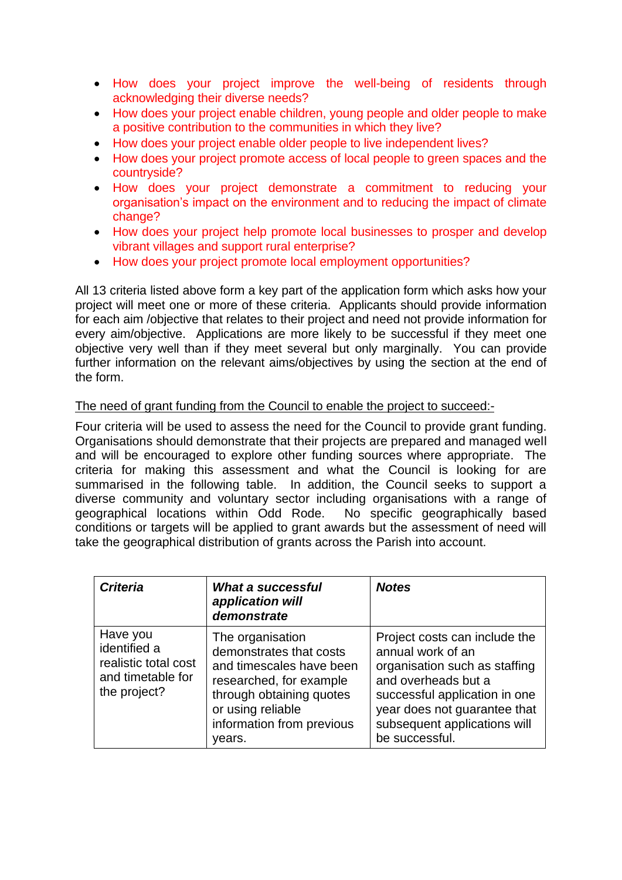- How does your project improve the well-being of residents through acknowledging their diverse needs?
- How does your project enable children, young people and older people to make a positive contribution to the communities in which they live?
- How does your project enable older people to live independent lives?
- How does your project promote access of local people to green spaces and the countryside?
- How does your project demonstrate a commitment to reducing your organisation's impact on the environment and to reducing the impact of climate change?
- How does your project help promote local businesses to prosper and develop vibrant villages and support rural enterprise?
- How does your project promote local employment opportunities?

All 13 criteria listed above form a key part of the application form which asks how your project will meet one or more of these criteria. Applicants should provide information for each aim /objective that relates to their project and need not provide information for every aim/objective. Applications are more likely to be successful if they meet one objective very well than if they meet several but only marginally. You can provide further information on the relevant aims/objectives by using the section at the end of the form.

<u>The need of grant funding from the Council to enable the project to succeed:-</u>

Four criteria will be used to assess the need for the Council to provide grant funding. Organisations should demonstrate that their projects are prepared and managed well and will be encouraged to explore other funding sources where appropriate. The criteria for making this assessment and what the Council is looking for are summarised in the following table. In addition, the Council seeks to support a diverse community and voluntary sector including organisations with a range of geographical locations within Odd Rode. No specific geographically based conditions or targets will be applied to grant awards but the assessment of need will take the geographical distribution of grants across the Parish into account.

| ***Criteria*** | ***What a successful application will demonstrate*** | ***Notes*** |
|---|---|---|
| Have you identified a realistic total cost and timetable for the project? | The organisation demonstrates that costs and timescales have been researched, for example through obtaining quotes or using reliable information from previous years. | Project costs can include the annual work of an organisation such as staffing and overheads but a successful application in one year does not guarantee that subsequent applications will be successful. |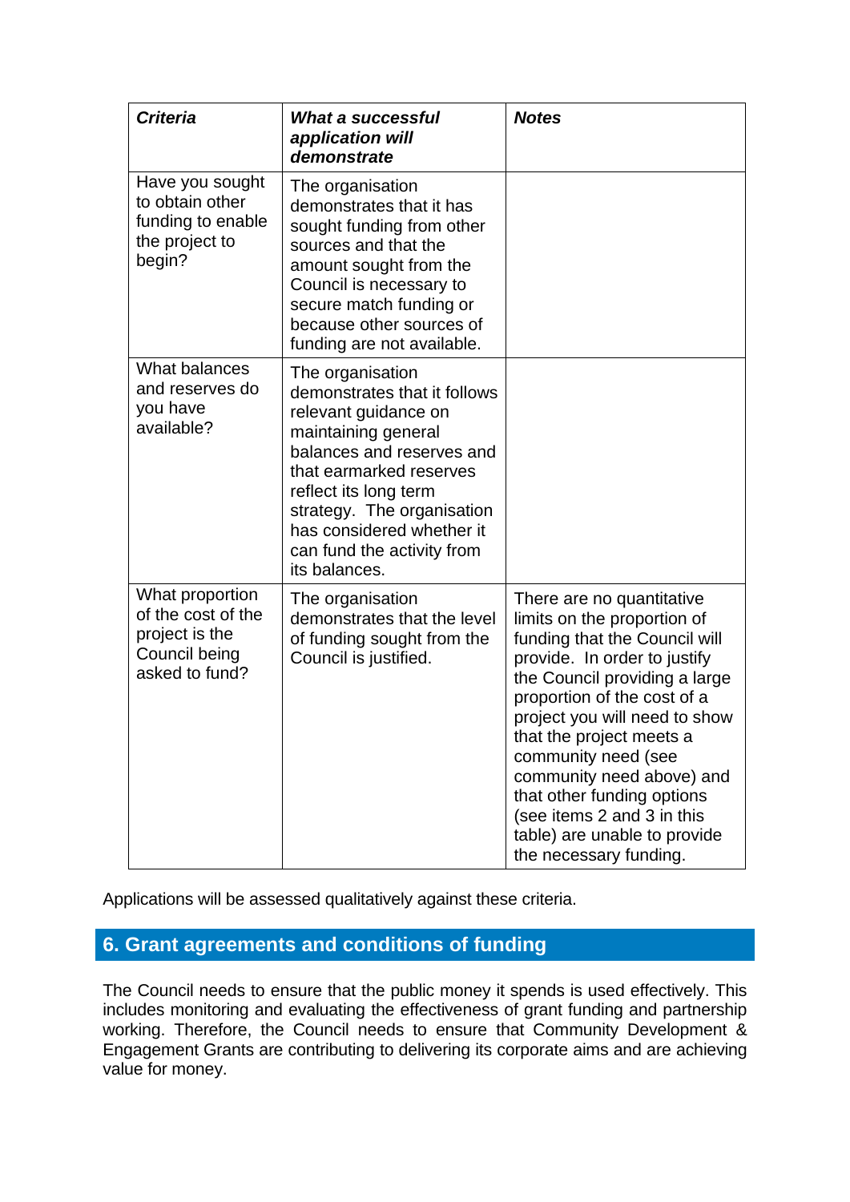| ***Criteria*** | ***What a successful application will demonstrate*** | ***Notes*** |
| --- | --- | --- |
| Have you sought to obtain other funding to enable the project to begin? | The organisation demonstrates that it has sought funding from other sources and that the amount sought from the Council is necessary to secure match funding or because other sources of funding are not available. | |
| What balances and reserves do you have available? | The organisation demonstrates that it follows relevant guidance on maintaining general balances and reserves and that earmarked reserves reflect its long term strategy. The organisation has considered whether it can fund the activity from its balances. | |
| What proportion of the cost of the project is the Council being asked to fund? | The organisation demonstrates that the level of funding sought from the Council is justified. | There are no quantitative limits on the proportion of funding that the Council will provide. In order to justify the Council providing a large proportion of the cost of a project you will need to show that the project meets a community need (see community need above) and that other funding options (see items 2 and 3 in this table) are unable to provide the necessary funding. |

Applications will be assessed qualitatively against these criteria.

## 6. Grant agreements and conditions of funding

The Council needs to ensure that the public money it spends is used effectively. This includes monitoring and evaluating the effectiveness of grant funding and partnership working. Therefore, the Council needs to ensure that Community Development & Engagement Grants are contributing to delivering its corporate aims and are achieving value for money.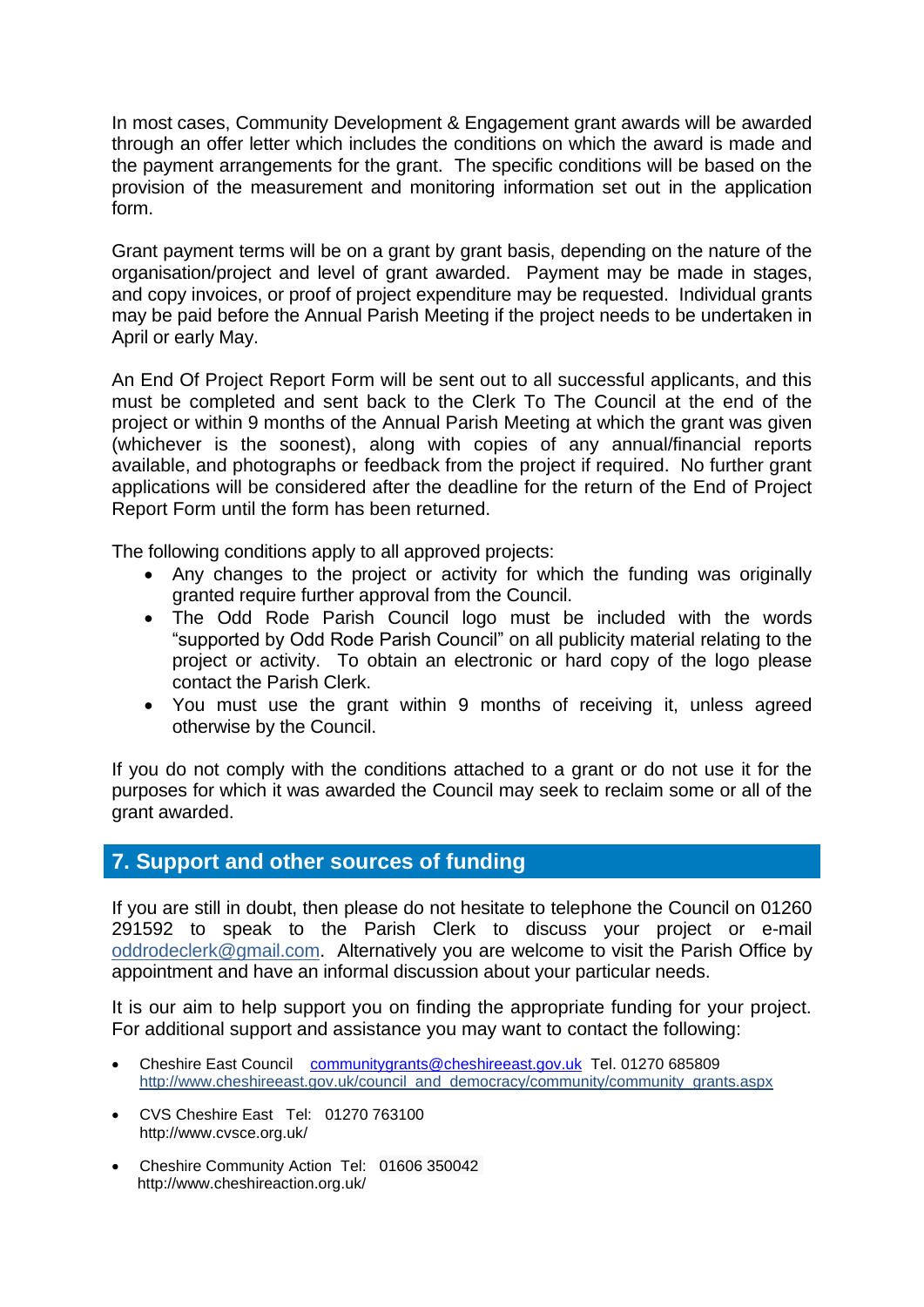In most cases, Community Development & Engagement grant awards will be awarded through an offer letter which includes the conditions on which the award is made and the payment arrangements for the grant. The specific conditions will be based on the provision of the measurement and monitoring information set out in the application form.

Grant payment terms will be on a grant by grant basis, depending on the nature of the organisation/project and level of grant awarded. Payment may be made in stages, and copy invoices, or proof of project expenditure may be requested. Individual grants may be paid before the Annual Parish Meeting if the project needs to be undertaken in April or early May.

An End Of Project Report Form will be sent out to all successful applicants, and this must be completed and sent back to the Clerk To The Council at the end of the project or within 9 months of the Annual Parish Meeting at which the grant was given (whichever is the soonest), along with copies of any annual/financial reports available, and photographs or feedback from the project if required. No further grant applications will be considered after the deadline for the return of the End of Project Report Form until the form has been returned.

The following conditions apply to all approved projects:

- Any changes to the project or activity for which the funding was originally granted require further approval from the Council.
- The Odd Rode Parish Council logo must be included with the words "supported by Odd Rode Parish Council" on all publicity material relating to the project or activity. To obtain an electronic or hard copy of the logo please contact the Parish Clerk.
- You must use the grant within 9 months of receiving it, unless agreed otherwise by the Council.

If you do not comply with the conditions attached to a grant or do not use it for the purposes for which it was awarded the Council may seek to reclaim some or all of the grant awarded.

## 7. Support and other sources of funding

If you are still in doubt, then please do not hesitate to telephone the Council on 01260 291592 to speak to the Parish Clerk to discuss your project or e-mail oddrodeclerk@gmail.com. Alternatively you are welcome to visit the Parish Office by appointment and have an informal discussion about your particular needs.

It is our aim to help support you on finding the appropriate funding for your project. For additional support and assistance you may want to contact the following:

- Cheshire East Council communitygrants@cheshireeast.gov.uk Tel. 01270 685809
  http://www.cheshireeast.gov.uk/council_and_democracy/community/community_grants.aspx
- CVS Cheshire East Tel: 01270 763100
  http://www.cvsce.org.uk/
- Cheshire Community Action Tel: 01606 350042
  http://www.cheshireaction.org.uk/